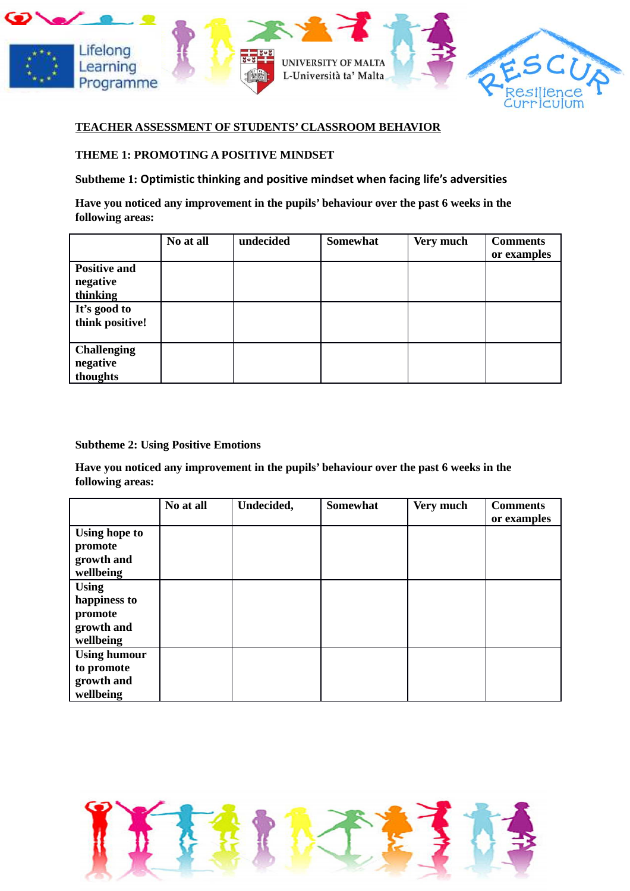## TEACHER ASSESSMENT OF STUDENTS' CLASSROOM BEHAVIOR

### THEME 1: PROMOTING A POSITIVE MINDSET

**Subtheme 1: Optimistic thinking and positive mindset when facing life's adversities**

**Have you noticed any improvement in the pupils' behaviour over the past 6 weeks in the following areas:**

| | No at all | undecided | Somewhat | Very much | Comments or examples |
|---|---|---|---|---|---|
| Positive and negative thinking | | | | | |
| It's good to think positive! | | | | | |
| Challenging negative thoughts | | | | | |

**Subtheme 2: Using Positive Emotions**

**Have you noticed any improvement in the pupils' behaviour over the past 6 weeks in the following areas:**

| | No at all | Undecided, | Somewhat | Very much | Comments or examples |
|---|---|---|---|---|---|
| Using hope to promote growth and wellbeing | | | | | |
| Using happiness to promote growth and wellbeing | | | | | |
| Using humour to promote growth and wellbeing | | | | | |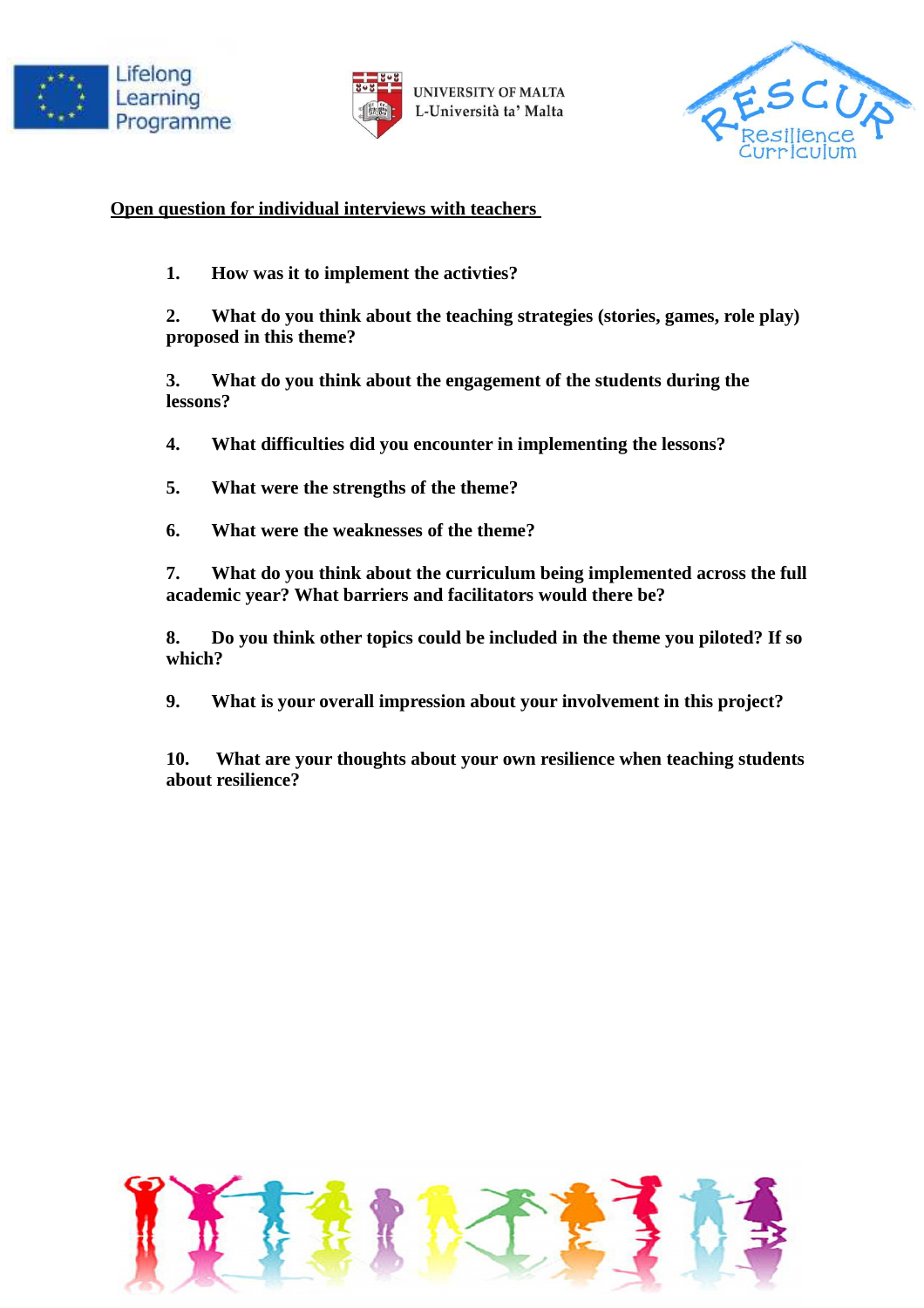UNIVERSITY OF MALTA
L-Università ta' Malta

**Open question for individual interviews with teachers**

1. **How was it to implement the activties?**

2. **What do you think about the teaching strategies (stories, games, role play) proposed in this theme?**

3. **What do you think about the engagement of the students during the lessons?**

4. **What difficulties did you encounter in implementing the lessons?**

5. **What were the strengths of the theme?**

6. **What were the weaknesses of the theme?**

7. **What do you think about the curriculum being implemented across the full academic year? What barriers and facilitators would there be?**

8. **Do you think other topics could be included in the theme you piloted? If so which?**

9. **What is your overall impression about your involvement in this project?**

10. **What are your thoughts about your own resilience when teaching students about resilience?**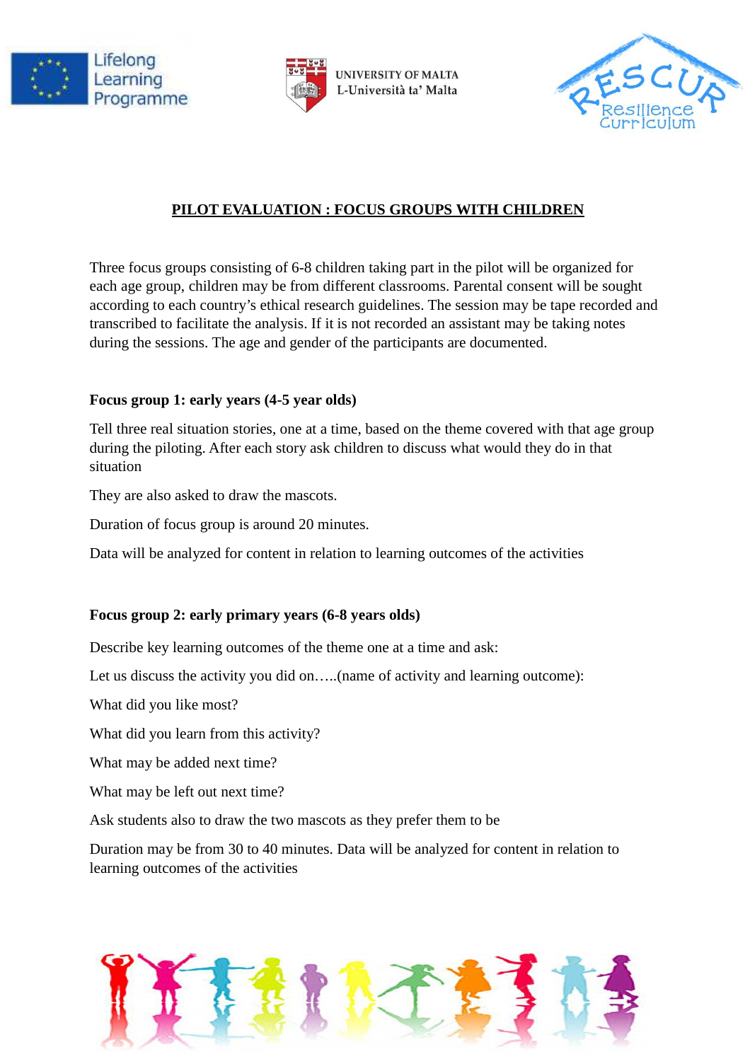## PILOT EVALUATION : FOCUS GROUPS WITH CHILDREN

Three focus groups consisting of 6-8 children taking part in the pilot will be organized for each age group, children may be from different classrooms. Parental consent will be sought according to each country's ethical research guidelines. The session may be tape recorded and transcribed to facilitate the analysis. If it is not recorded an assistant may be taking notes during the sessions. The age and gender of the participants are documented.

**Focus group 1: early years (4-5 year olds)**

Tell three real situation stories, one at a time, based on the theme covered with that age group during the piloting. After each story ask children to discuss what would they do in that situation

They are also asked to draw the mascots.

Duration of focus group is around 20 minutes.

Data will be analyzed for content in relation to learning outcomes of the activities

**Focus group 2: early primary years (6-8 years olds)**

Describe key learning outcomes of the theme one at a time and ask:

Let us discuss the activity you did on…..(name of activity and learning outcome):

What did you like most?

What did you learn from this activity?

What may be added next time?

What may be left out next time?

Ask students also to draw the two mascots as they prefer them to be

Duration may be from 30 to 40 minutes. Data will be analyzed for content in relation to learning outcomes of the activities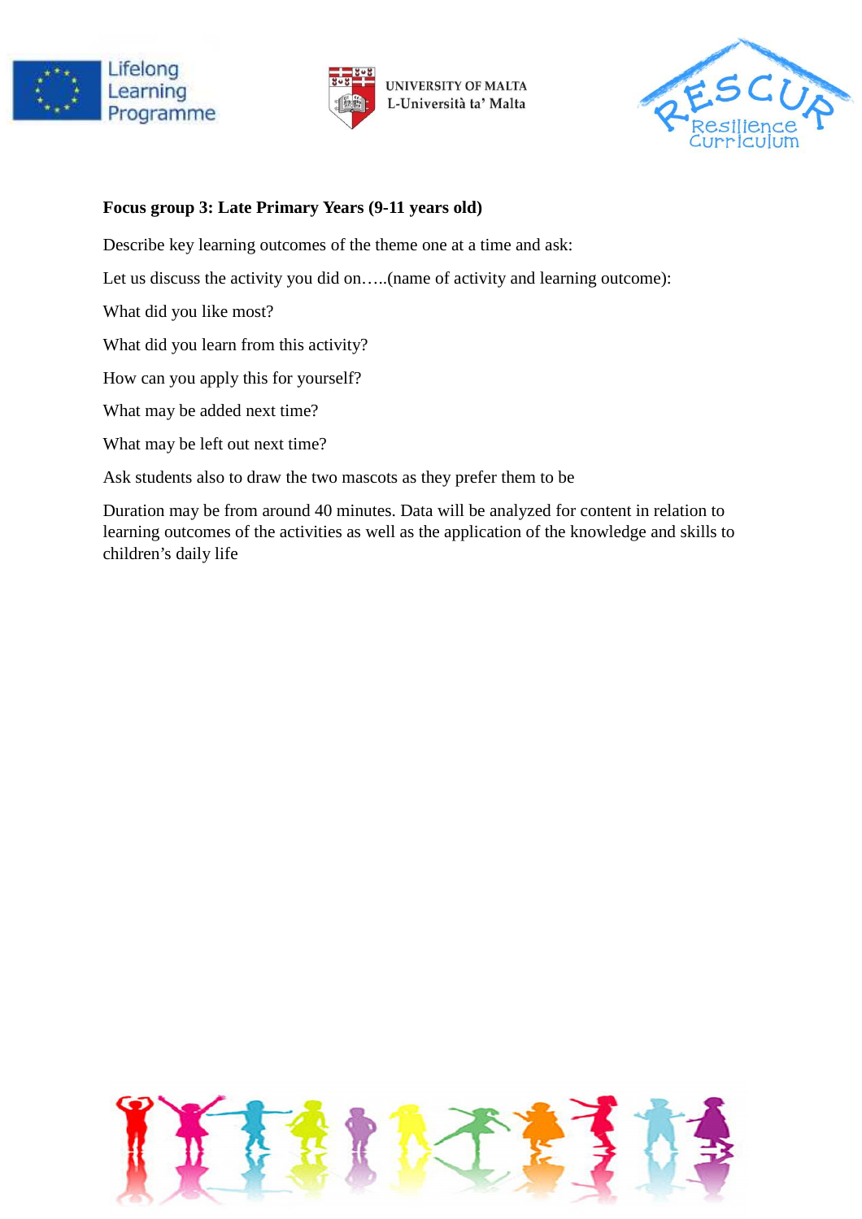**Focus group 3: Late Primary Years (9-11 years old)**

Describe key learning outcomes of the theme one at a time and ask:

Let us discuss the activity you did on…..(name of activity and learning outcome):

What did you like most?

What did you learn from this activity?

How can you apply this for yourself?

What may be added next time?

What may be left out next time?

Ask students also to draw the two mascots as they prefer them to be

Duration may be from around 40 minutes. Data will be analyzed for content in relation to learning outcomes of the activities as well as the application of the knowledge and skills to children's daily life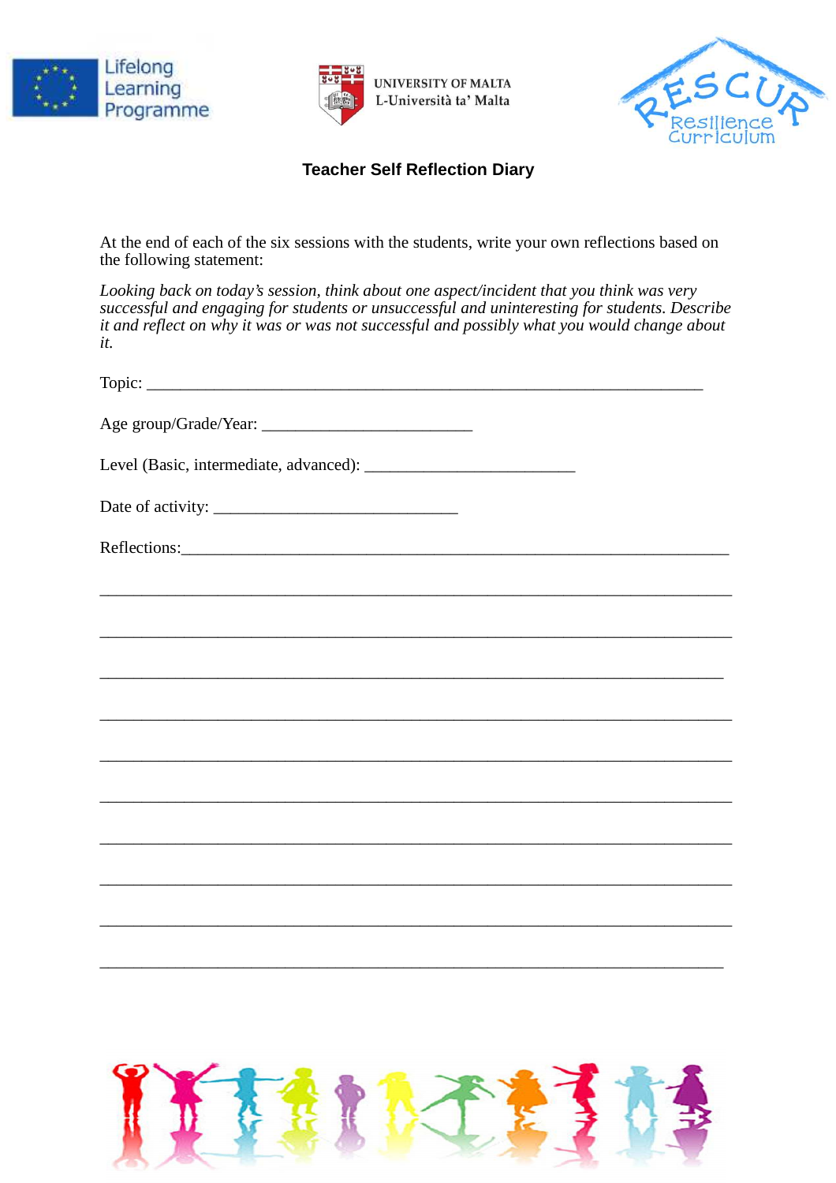Lifelong Learning Programme

UNIVERSITY OF MALTA
L-Università ta' Malta

RESCUR Resilience Curriculum

## Teacher Self Reflection Diary

At the end of each of the six sessions with the students, write your own reflections based on the following statement:

*Looking back on today's session, think about one aspect/incident that you think was very successful and engaging for students or unsuccessful and uninteresting for students. Describe it and reflect on why it was or was not successful and possibly what you would change about it.*

Topic: ___________________________________________________________________

Age group/Grade/Year: _________________________

Level (Basic, intermediate, advanced): _________________________

Date of activity: _____________________________

Reflections:_________________________________________________________________

___________________________________________________________________________

___________________________________________________________________________

___________________________________________________________________________

___________________________________________________________________________

___________________________________________________________________________

___________________________________________________________________________

___________________________________________________________________________

___________________________________________________________________________

___________________________________________________________________________

___________________________________________________________________________